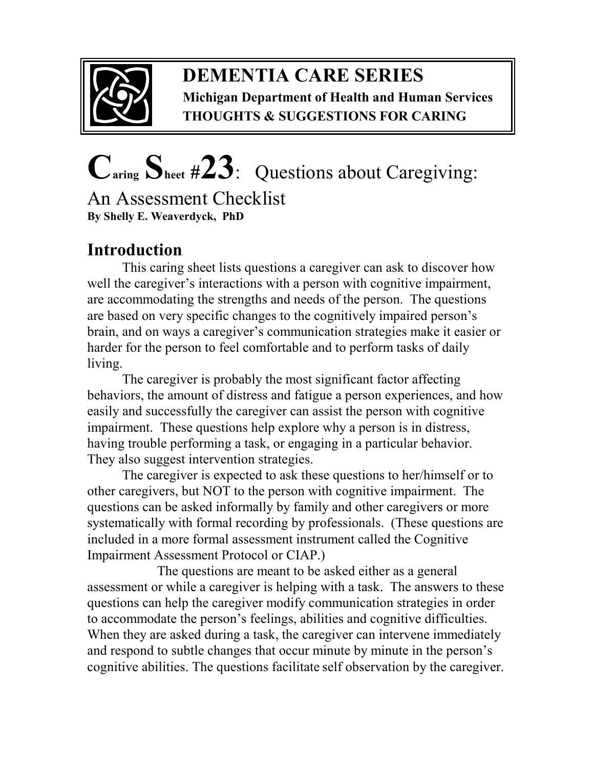# DEMENTIA CARE SERIES

**Michigan Department of Health and Human Services**
**THOUGHTS & SUGGESTIONS FOR CARING**

# Caring Sheet #23: Questions about Caregiving: An Assessment Checklist

**By Shelly E. Weaverdyck, PhD**

## Introduction

This caring sheet lists questions a caregiver can ask to discover how well the caregiver's interactions with a person with cognitive impairment, are accommodating the strengths and needs of the person. The questions are based on very specific changes to the cognitively impaired person's brain, and on ways a caregiver's communication strategies make it easier or harder for the person to feel comfortable and to perform tasks of daily living.

The caregiver is probably the most significant factor affecting behaviors, the amount of distress and fatigue a person experiences, and how easily and successfully the caregiver can assist the person with cognitive impairment. These questions help explore why a person is in distress, having trouble performing a task, or engaging in a particular behavior. They also suggest intervention strategies.

The caregiver is expected to ask these questions to her/himself or to other caregivers, but NOT to the person with cognitive impairment. The questions can be asked informally by family and other caregivers or more systematically with formal recording by professionals. (These questions are included in a more formal assessment instrument called the Cognitive Impairment Assessment Protocol or CIAP.)

The questions are meant to be asked either as a general assessment or while a caregiver is helping with a task. The answers to these questions can help the caregiver modify communication strategies in order to accommodate the person's feelings, abilities and cognitive difficulties. When they are asked during a task, the caregiver can intervene immediately and respond to subtle changes that occur minute by minute in the person's cognitive abilities. The questions facilitate self observation by the caregiver.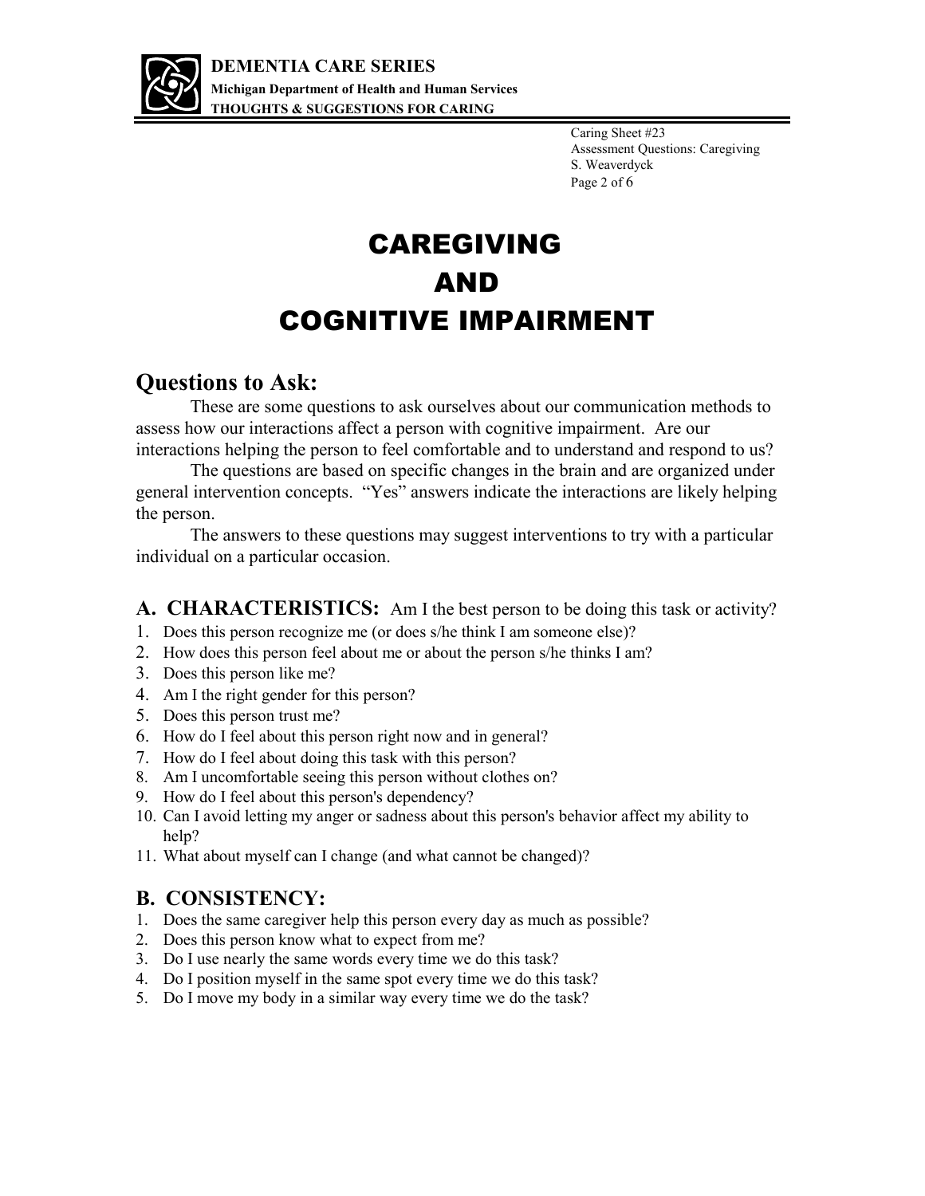# CAREGIVING AND COGNITIVE IMPAIRMENT

## Questions to Ask:

These are some questions to ask ourselves about our communication methods to assess how our interactions affect a person with cognitive impairment. Are our interactions helping the person to feel comfortable and to understand and respond to us?

The questions are based on specific changes in the brain and are organized under general intervention concepts. "Yes" answers indicate the interactions are likely helping the person.

The answers to these questions may suggest interventions to try with a particular individual on a particular occasion.

### A. CHARACTERISTICS: Am I the best person to be doing this task or activity?

1. Does this person recognize me (or does s/he think I am someone else)?
2. How does this person feel about me or about the person s/he thinks I am?
3. Does this person like me?
4. Am I the right gender for this person?
5. Does this person trust me?
6. How do I feel about this person right now and in general?
7. How do I feel about doing this task with this person?
8. Am I uncomfortable seeing this person without clothes on?
9. How do I feel about this person's dependency?
10. Can I avoid letting my anger or sadness about this person's behavior affect my ability to help?
11. What about myself can I change (and what cannot be changed)?

### B. CONSISTENCY:

1. Does the same caregiver help this person every day as much as possible?
2. Does this person know what to expect from me?
3. Do I use nearly the same words every time we do this task?
4. Do I position myself in the same spot every time we do this task?
5. Do I move my body in a similar way every time we do the task?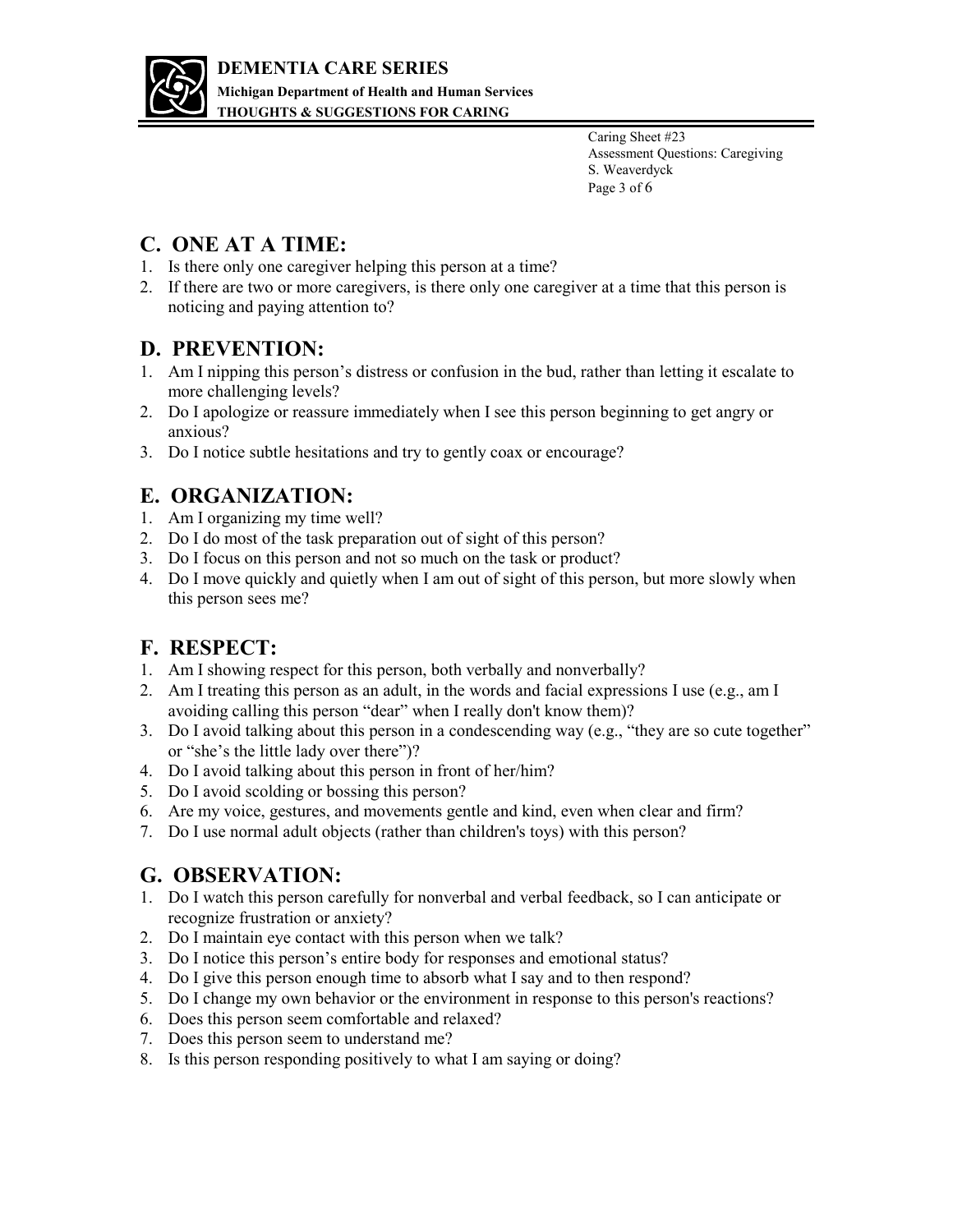## C. ONE AT A TIME:

1. Is there only one caregiver helping this person at a time?
2. If there are two or more caregivers, is there only one caregiver at a time that this person is noticing and paying attention to?

## D. PREVENTION:

1. Am I nipping this person's distress or confusion in the bud, rather than letting it escalate to more challenging levels?
2. Do I apologize or reassure immediately when I see this person beginning to get angry or anxious?
3. Do I notice subtle hesitations and try to gently coax or encourage?

## E. ORGANIZATION:

1. Am I organizing my time well?
2. Do I do most of the task preparation out of sight of this person?
3. Do I focus on this person and not so much on the task or product?
4. Do I move quickly and quietly when I am out of sight of this person, but more slowly when this person sees me?

## F. RESPECT:

1. Am I showing respect for this person, both verbally and nonverbally?
2. Am I treating this person as an adult, in the words and facial expressions I use (e.g., am I avoiding calling this person "dear" when I really don't know them)?
3. Do I avoid talking about this person in a condescending way (e.g., "they are so cute together" or "she's the little lady over there")?
4. Do I avoid talking about this person in front of her/him?
5. Do I avoid scolding or bossing this person?
6. Are my voice, gestures, and movements gentle and kind, even when clear and firm?
7. Do I use normal adult objects (rather than children's toys) with this person?

## G. OBSERVATION:

1. Do I watch this person carefully for nonverbal and verbal feedback, so I can anticipate or recognize frustration or anxiety?
2. Do I maintain eye contact with this person when we talk?
3. Do I notice this person's entire body for responses and emotional status?
4. Do I give this person enough time to absorb what I say and to then respond?
5. Do I change my own behavior or the environment in response to this person's reactions?
6. Does this person seem comfortable and relaxed?
7. Does this person seem to understand me?
8. Is this person responding positively to what I am saying or doing?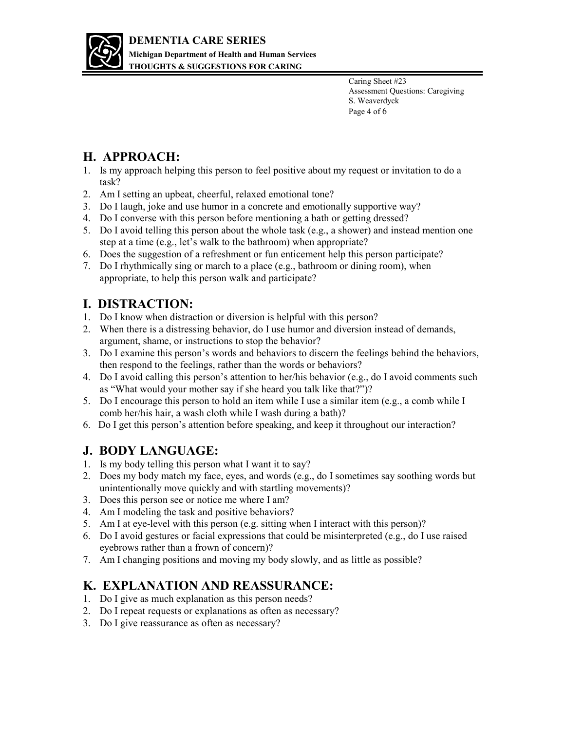## H. APPROACH:

1. Is my approach helping this person to feel positive about my request or invitation to do a task?
2. Am I setting an upbeat, cheerful, relaxed emotional tone?
3. Do I laugh, joke and use humor in a concrete and emotionally supportive way?
4. Do I converse with this person before mentioning a bath or getting dressed?
5. Do I avoid telling this person about the whole task (e.g., a shower) and instead mention one step at a time (e.g., let's walk to the bathroom) when appropriate?
6. Does the suggestion of a refreshment or fun enticement help this person participate?
7. Do I rhythmically sing or march to a place (e.g., bathroom or dining room), when appropriate, to help this person walk and participate?

## I. DISTRACTION:

1. Do I know when distraction or diversion is helpful with this person?
2. When there is a distressing behavior, do I use humor and diversion instead of demands, argument, shame, or instructions to stop the behavior?
3. Do I examine this person's words and behaviors to discern the feelings behind the behaviors, then respond to the feelings, rather than the words or behaviors?
4. Do I avoid calling this person's attention to her/his behavior (e.g., do I avoid comments such as "What would your mother say if she heard you talk like that?")?
5. Do I encourage this person to hold an item while I use a similar item (e.g., a comb while I comb her/his hair, a wash cloth while I wash during a bath)?
6. Do I get this person's attention before speaking, and keep it throughout our interaction?

## J. BODY LANGUAGE:

1. Is my body telling this person what I want it to say?
2. Does my body match my face, eyes, and words (e.g., do I sometimes say soothing words but unintentionally move quickly and with startling movements)?
3. Does this person see or notice me where I am?
4. Am I modeling the task and positive behaviors?
5. Am I at eye-level with this person (e.g. sitting when I interact with this person)?
6. Do I avoid gestures or facial expressions that could be misinterpreted (e.g., do I use raised eyebrows rather than a frown of concern)?
7. Am I changing positions and moving my body slowly, and as little as possible?

## K. EXPLANATION AND REASSURANCE:

1. Do I give as much explanation as this person needs?
2. Do I repeat requests or explanations as often as necessary?
3. Do I give reassurance as often as necessary?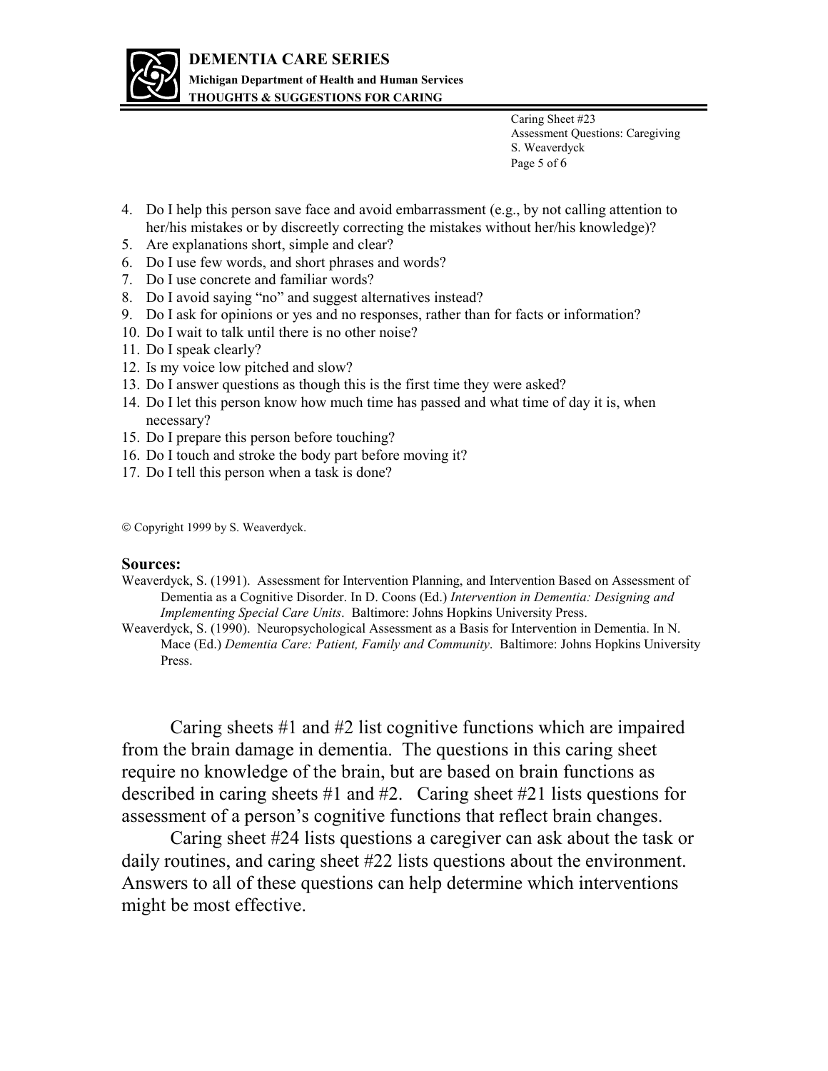4. Do I help this person save face and avoid embarrassment (e.g., by not calling attention to her/his mistakes or by discreetly correcting the mistakes without her/his knowledge)?
5. Are explanations short, simple and clear?
6. Do I use few words, and short phrases and words?
7. Do I use concrete and familiar words?
8. Do I avoid saying "no" and suggest alternatives instead?
9. Do I ask for opinions or yes and no responses, rather than for facts or information?
10. Do I wait to talk until there is no other noise?
11. Do I speak clearly?
12. Is my voice low pitched and slow?
13. Do I answer questions as though this is the first time they were asked?
14. Do I let this person know how much time has passed and what time of day it is, when necessary?
15. Do I prepare this person before touching?
16. Do I touch and stroke the body part before moving it?
17. Do I tell this person when a task is done?

© Copyright 1999 by S. Weaverdyck.

**Sources:**

Weaverdyck, S. (1991). Assessment for Intervention Planning, and Intervention Based on Assessment of Dementia as a Cognitive Disorder. In D. Coons (Ed.) *Intervention in Dementia: Designing and Implementing Special Care Units*. Baltimore: Johns Hopkins University Press.

Weaverdyck, S. (1990). Neuropsychological Assessment as a Basis for Intervention in Dementia. In N. Mace (Ed.) *Dementia Care: Patient, Family and Community*. Baltimore: Johns Hopkins University Press.

Caring sheets #1 and #2 list cognitive functions which are impaired from the brain damage in dementia. The questions in this caring sheet require no knowledge of the brain, but are based on brain functions as described in caring sheets #1 and #2. Caring sheet #21 lists questions for assessment of a person's cognitive functions that reflect brain changes.

Caring sheet #24 lists questions a caregiver can ask about the task or daily routines, and caring sheet #22 lists questions about the environment. Answers to all of these questions can help determine which interventions might be most effective.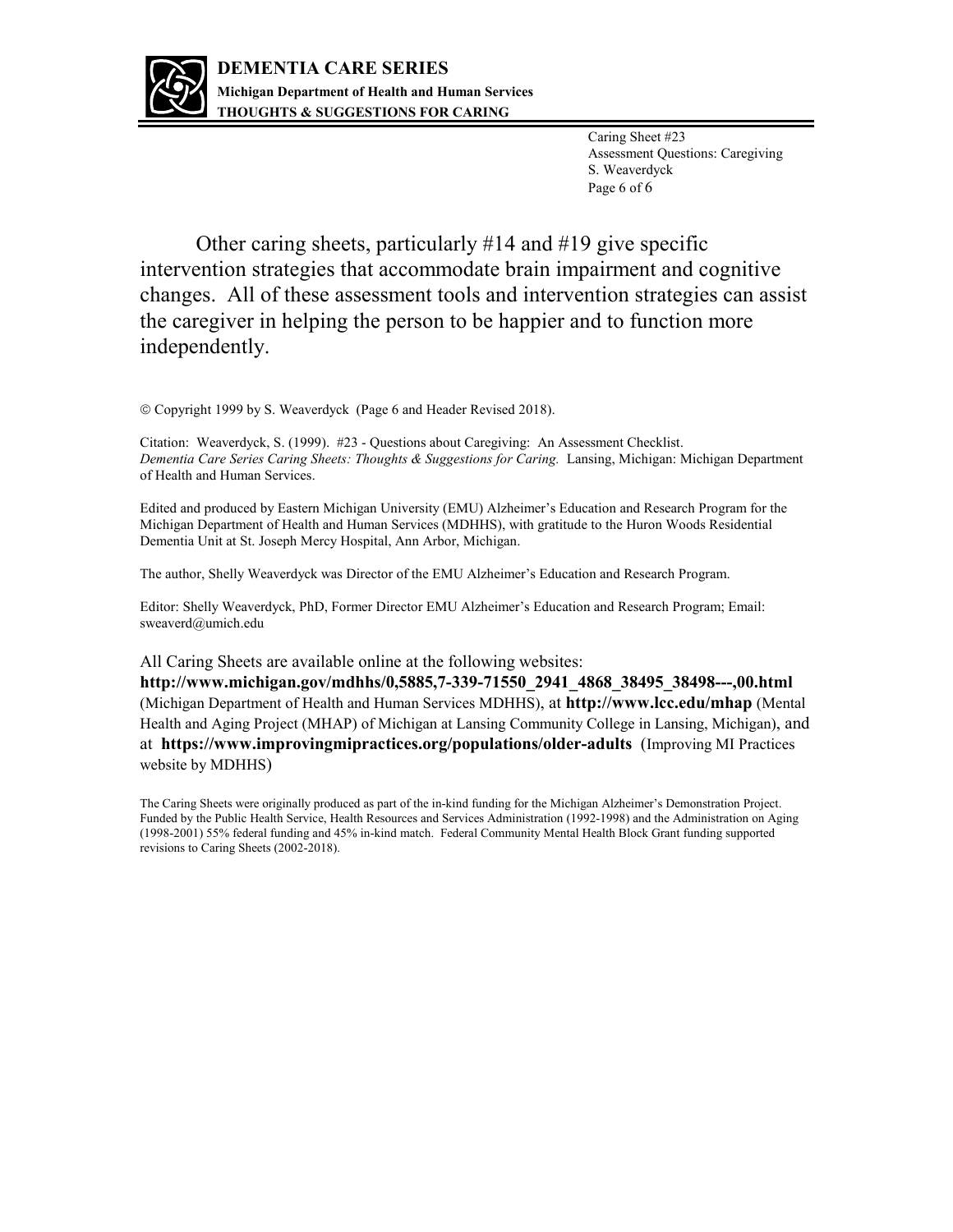Other caring sheets, particularly #14 and #19 give specific intervention strategies that accommodate brain impairment and cognitive changes. All of these assessment tools and intervention strategies can assist the caregiver in helping the person to be happier and to function more independently.

© Copyright 1999 by S. Weaverdyck (Page 6 and Header Revised 2018).

Citation: Weaverdyck, S. (1999). #23 - Questions about Caregiving: An Assessment Checklist. *Dementia Care Series Caring Sheets: Thoughts & Suggestions for Caring.* Lansing, Michigan: Michigan Department of Health and Human Services.

Edited and produced by Eastern Michigan University (EMU) Alzheimer's Education and Research Program for the Michigan Department of Health and Human Services (MDHHS), with gratitude to the Huron Woods Residential Dementia Unit at St. Joseph Mercy Hospital, Ann Arbor, Michigan.

The author, Shelly Weaverdyck was Director of the EMU Alzheimer's Education and Research Program.

Editor: Shelly Weaverdyck, PhD, Former Director EMU Alzheimer's Education and Research Program; Email: sweaverd@umich.edu

All Caring Sheets are available online at the following websites: **http://www.michigan.gov/mdhhs/0,5885,7-339-71550_2941_4868_38495_38498---,00.html** (Michigan Department of Health and Human Services MDHHS), at **http://www.lcc.edu/mhap** (Mental Health and Aging Project (MHAP) of Michigan at Lansing Community College in Lansing, Michigan), and at **https://www.improvingmipractices.org/populations/older-adults** (Improving MI Practices website by MDHHS)

The Caring Sheets were originally produced as part of the in-kind funding for the Michigan Alzheimer's Demonstration Project. Funded by the Public Health Service, Health Resources and Services Administration (1992-1998) and the Administration on Aging (1998-2001) 55% federal funding and 45% in-kind match. Federal Community Mental Health Block Grant funding supported revisions to Caring Sheets (2002-2018).